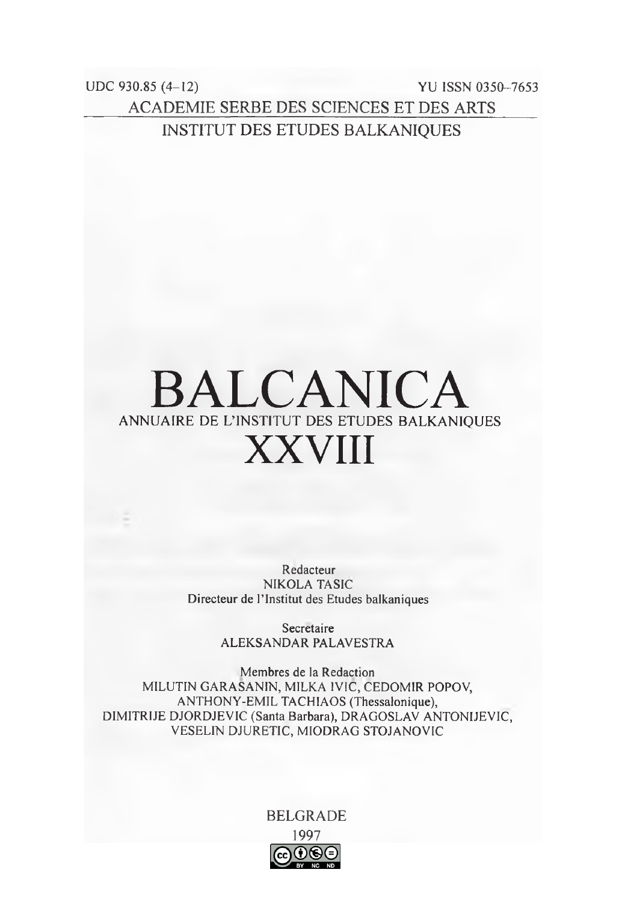UDC 930.85 (4–12) YU ISSN 0350–7653

ACADEMIE SERBE DES SCIENCES ET DES ARTS

INSTITUT DES ETUDES BALKANIQUES

# BALCANICA

ANNUAIRE DE L'INSTITUT DES ETUDES BALKANIQUES

# XXVIII

Redacteur
NIKOLA TASIC
Directeur de l'Institut des Etudes balkaniques

Secrétaire
ALEKSANDAR PALAVESTRA

Membres de la Redaction
MILUTIN GARASANIN, MILKA IVIĆ, CEDOMIR POPOV,
ANTHONY-EMIL TACHIAOS (Thessalonique),
DIMITRIJE DJORDJEVIC (Santa Barbara), DRAGOSLAV ANTONIJEVIC,
VESELIN DJURETIC, MIODRAG STOJANOVIC

BELGRADE
1997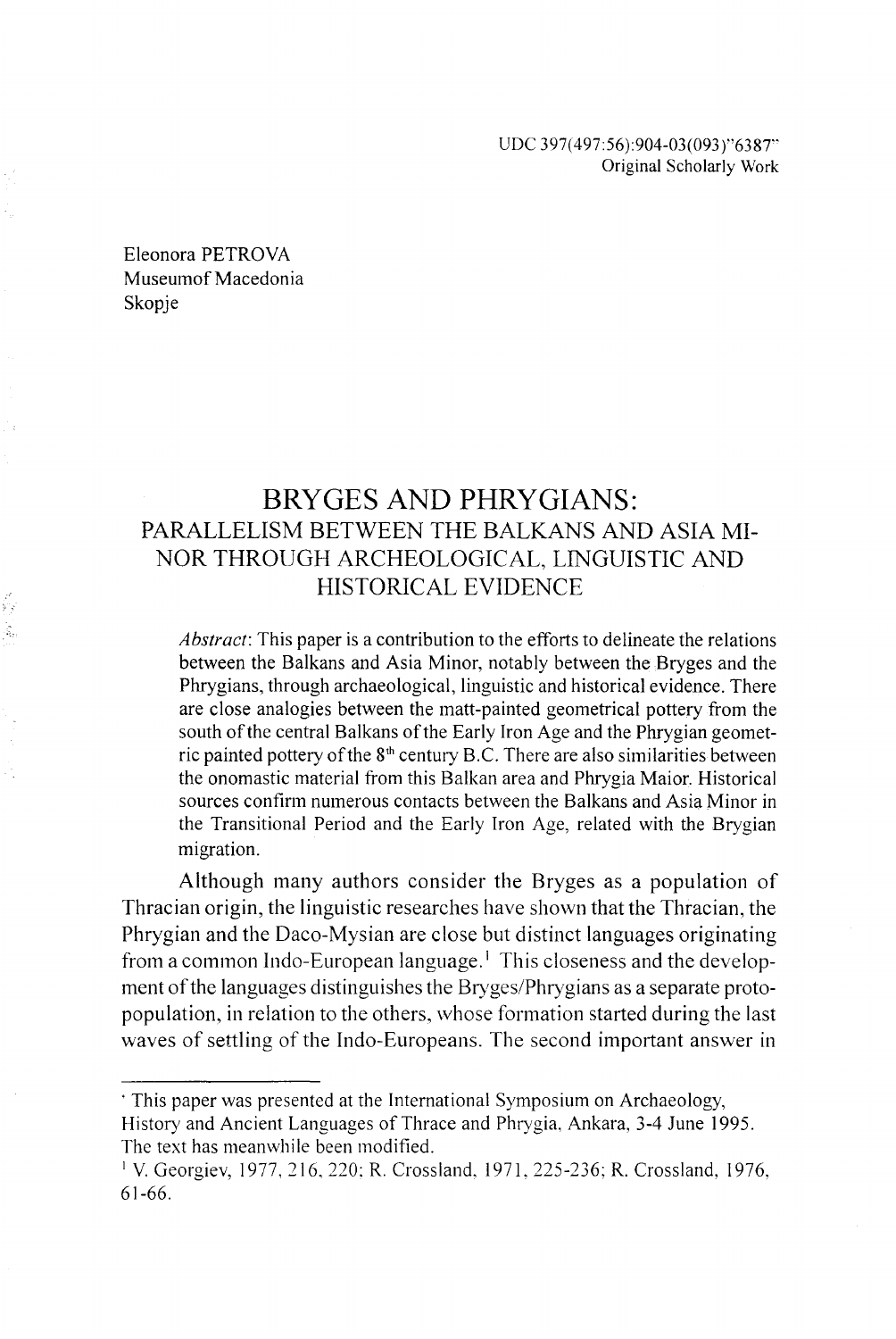UDC 397(497:56):904-03(093)"6387"
Original Scholarly Work

Eleonora PETROVA
Museumof Macedonia
Skopje

# BRYGES AND PHRYGIANS: PARALLELISM BETWEEN THE BALKANS AND ASIA MINOR THROUGH ARCHEOLOGICAL, LINGUISTIC AND HISTORICAL EVIDENCE

*Abstract*: This paper is a contribution to the efforts to delineate the relations between the Balkans and Asia Minor, notably between the Bryges and the Phrygians, through archaeological, linguistic and historical evidence. There are close analogies between the matt-painted geometrical pottery from the south of the central Balkans of the Early Iron Age and the Phrygian geometric painted pottery of the 8th century B.C. There are also similarities between the onomastic material from this Balkan area and Phrygia Maior. Historical sources confirm numerous contacts between the Balkans and Asia Minor in the Transitional Period and the Early Iron Age, related with the Brygian migration.

Although many authors consider the Bryges as a population of Thracian origin, the linguistic researches have shown that the Thracian, the Phrygian and the Daco-Mysian are close but distinct languages originating from a common Indo-European language.[1] This closeness and the development of the languages distinguishes the Bryges/Phrygians as a separate proto-population, in relation to the others, whose formation started during the last waves of settling of the Indo-Europeans. The second important answer in

---

* This paper was presented at the International Symposium on Archaeology, History and Ancient Languages of Thrace and Phrygia, Ankara, 3-4 June 1995. The text has meanwhile been modified.

[1] V. Georgiev, 1977, 216, 220; R. Crossland, 1971, 225-236; R. Crossland, 1976, 61-66.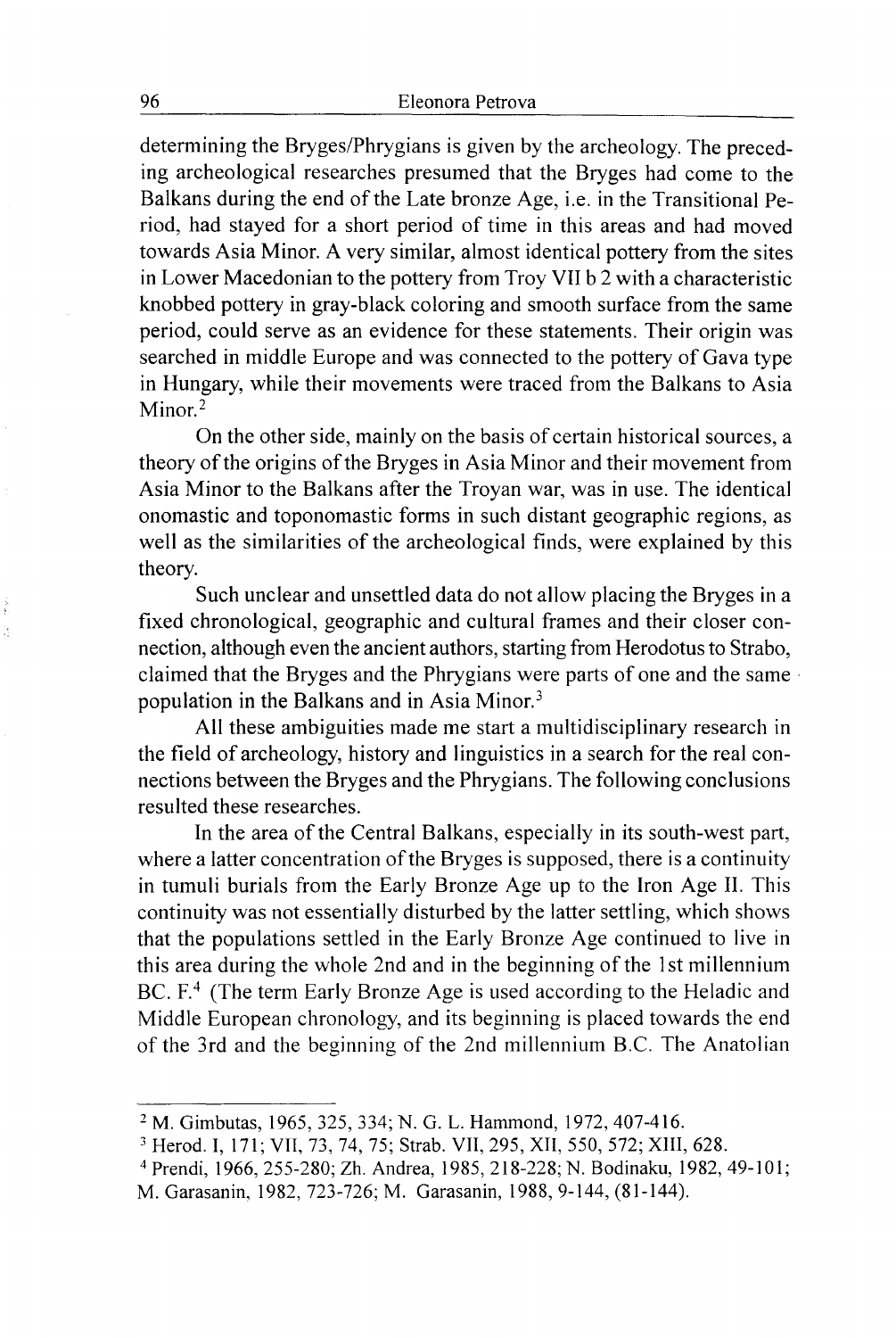determining the Bryges/Phrygians is given by the archeology. The preceding archeological researches presumed that the Bryges had come to the Balkans during the end of the Late bronze Age, i.e. in the Transitional Period, had stayed for a short period of time in this areas and had moved towards Asia Minor. A very similar, almost identical pottery from the sites in Lower Macedonian to the pottery from Troy VII b 2 with a characteristic knobbed pottery in gray-black coloring and smooth surface from the same period, could serve as an evidence for these statements. Their origin was searched in middle Europe and was connected to the pottery of Gava type in Hungary, while their movements were traced from the Balkans to Asia Minor.[2]

On the other side, mainly on the basis of certain historical sources, a theory of the origins of the Bryges in Asia Minor and their movement from Asia Minor to the Balkans after the Troyan war, was in use. The identical onomastic and toponomastic forms in such distant geographic regions, as well as the similarities of the archeological finds, were explained by this theory.

Such unclear and unsettled data do not allow placing the Bryges in a fixed chronological, geographic and cultural frames and their closer connection, although even the ancient authors, starting from Herodotus to Strabo, claimed that the Bryges and the Phrygians were parts of one and the same population in the Balkans and in Asia Minor.[3]

All these ambiguities made me start a multidisciplinary research in the field of archeology, history and linguistics in a search for the real connections between the Bryges and the Phrygians. The following conclusions resulted these researches.

In the area of the Central Balkans, especially in its south-west part, where a latter concentration of the Bryges is supposed, there is a continuity in tumuli burials from the Early Bronze Age up to the Iron Age II. This continuity was not essentially disturbed by the latter settling, which shows that the populations settled in the Early Bronze Age continued to live in this area during the whole 2nd and in the beginning of the 1st millennium BC. F.[4] (The term Early Bronze Age is used according to the Heladic and Middle European chronology, and its beginning is placed towards the end of the 3rd and the beginning of the 2nd millennium B.C. The Anatolian

---

[2] M. Gimbutas, 1965, 325, 334; N. G. L. Hammond, 1972, 407-416.

[3] Herod. I, 171; VII, 73, 74, 75; Strab. VII, 295, XII, 550, 572; XIII, 628.

[4] Prendi, 1966, 255-280; Zh. Andrea, 1985, 218-228; N. Bodinaku, 1982, 49-101; M. Garasanin, 1982, 723-726; M. Garasanin, 1988, 9-144, (81-144).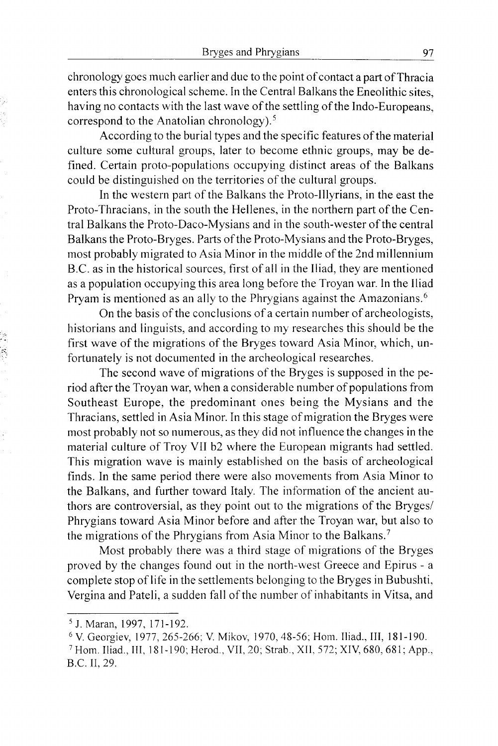chronology goes much earlier and due to the point of contact a part of Thracia enters this chronological scheme. In the Central Balkans the Eneolithic sites, having no contacts with the last wave of the settling of the Indo-Europeans, correspond to the Anatolian chronology).[5]

According to the burial types and the specific features of the material culture some cultural groups, later to become ethnic groups, may be defined. Certain proto-populations occupying distinct areas of the Balkans could be distinguished on the territories of the cultural groups.

In the western part of the Balkans the Proto-Illyrians, in the east the Proto-Thracians, in the south the Hellenes, in the northern part of the Central Balkans the Proto-Daco-Mysians and in the south-wester of the central Balkans the Proto-Bryges. Parts of the Proto-Mysians and the Proto-Bryges, most probably migrated to Asia Minor in the middle of the 2nd millennium B.C. as in the historical sources, first of all in the Iliad, they are mentioned as a population occupying this area long before the Troyan war. In the Iliad Pryam is mentioned as an ally to the Phrygians against the Amazonians.[6]

On the basis of the conclusions of a certain number of archeologists, historians and linguists, and according to my researches this should be the first wave of the migrations of the Bryges toward Asia Minor, which, unfortunately is not documented in the archeological researches.

The second wave of migrations of the Bryges is supposed in the period after the Troyan war, when a considerable number of populations from Southeast Europe, the predominant ones being the Mysians and the Thracians, settled in Asia Minor. In this stage of migration the Bryges were most probably not so numerous, as they did not influence the changes in the material culture of Troy VII b2 where the European migrants had settled. This migration wave is mainly established on the basis of archeological finds. In the same period there were also movements from Asia Minor to the Balkans, and further toward Italy. The information of the ancient authors are controversial, as they point out to the migrations of the Bryges/Phrygians toward Asia Minor before and after the Troyan war, but also to the migrations of the Phrygians from Asia Minor to the Balkans.[7]

Most probably there was a third stage of migrations of the Bryges proved by the changes found out in the north-west Greece and Epirus - a complete stop of life in the settlements belonging to the Bryges in Bubushti, Vergina and Pateli, a sudden fall of the number of inhabitants in Vitsa, and

---

[5] J. Maran, 1997, 171-192.

[6] V. Georgiev, 1977, 265-266; V. Mikov, 1970, 48-56; Hom. Iliad., III, 181-190.

[7] Hom. Iliad., III, 181-190; Herod., VII, 20; Strab., XII, 572; XIV, 680, 681; App., B.C. II, 29.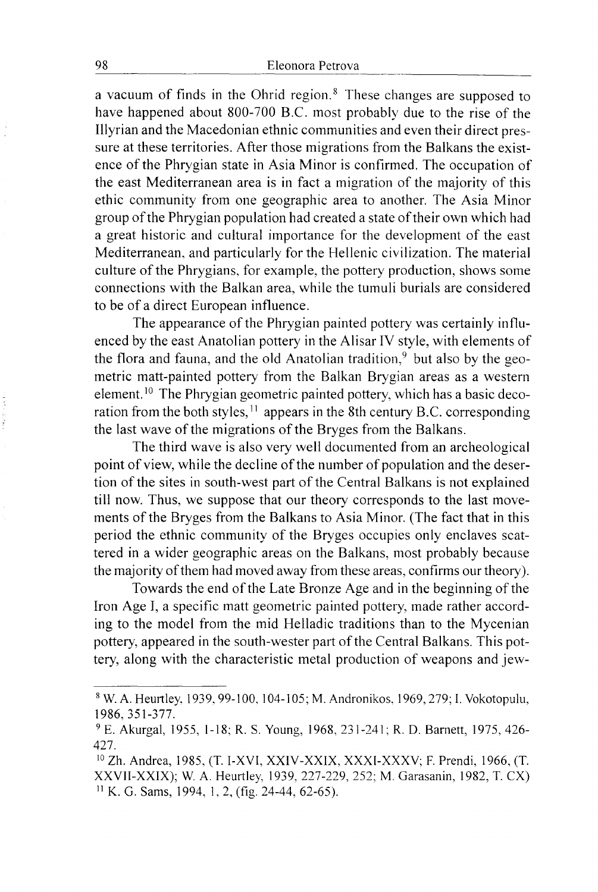a vacuum of finds in the Ohrid region.[8] These changes are supposed to have happened about 800-700 B.C. most probably due to the rise of the Illyrian and the Macedonian ethnic communities and even their direct pressure at these territories. After those migrations from the Balkans the existence of the Phrygian state in Asia Minor is confirmed. The occupation of the east Mediterranean area is in fact a migration of the majority of this ethic community from one geographic area to another. The Asia Minor group of the Phrygian population had created a state of their own which had a great historic and cultural importance for the development of the east Mediterranean, and particularly for the Hellenic civilization. The material culture of the Phrygians, for example, the pottery production, shows some connections with the Balkan area, while the tumuli burials are considered to be of a direct European influence.

The appearance of the Phrygian painted pottery was certainly influenced by the east Anatolian pottery in the Alisar IV style, with elements of the flora and fauna, and the old Anatolian tradition,[9] but also by the geometric matt-painted pottery from the Balkan Brygian areas as a western element.[10] The Phrygian geometric painted pottery, which has a basic decoration from the both styles,[11] appears in the 8th century B.C. corresponding the last wave of the migrations of the Bryges from the Balkans.

The third wave is also very well documented from an archeological point of view, while the decline of the number of population and the desertion of the sites in south-west part of the Central Balkans is not explained till now. Thus, we suppose that our theory corresponds to the last movements of the Bryges from the Balkans to Asia Minor. (The fact that in this period the ethnic community of the Bryges occupies only enclaves scattered in a wider geographic areas on the Balkans, most probably because the majority of them had moved away from these areas, confirms our theory).

Towards the end of the Late Bronze Age and in the beginning of the Iron Age I, a specific matt geometric painted pottery, made rather according to the model from the mid Helladic traditions than to the Mycenian pottery, appeared in the south-wester part of the Central Balkans. This pottery, along with the characteristic metal production of weapons and jew-

---

[8] W. A. Heurtley, 1939, 99-100, 104-105; M. Andronikos, 1969, 279; I. Vokotopulu, 1986, 351-377.

[9] E. Akurgal, 1955, 1-18; R. S. Young, 1968, 231-241; R. D. Barnett, 1975, 426-427.

[10] Zh. Andrea, 1985, (T. I-XVI, XXIV-XXIX, XXXI-XXXV; F. Prendi, 1966, (T. XXVII-XXIX); W. A. Heurtley, 1939, 227-229, 252; M. Garasanin, 1982, T. CX)

[11] K. G. Sams, 1994, 1, 2, (fig. 24-44, 62-65).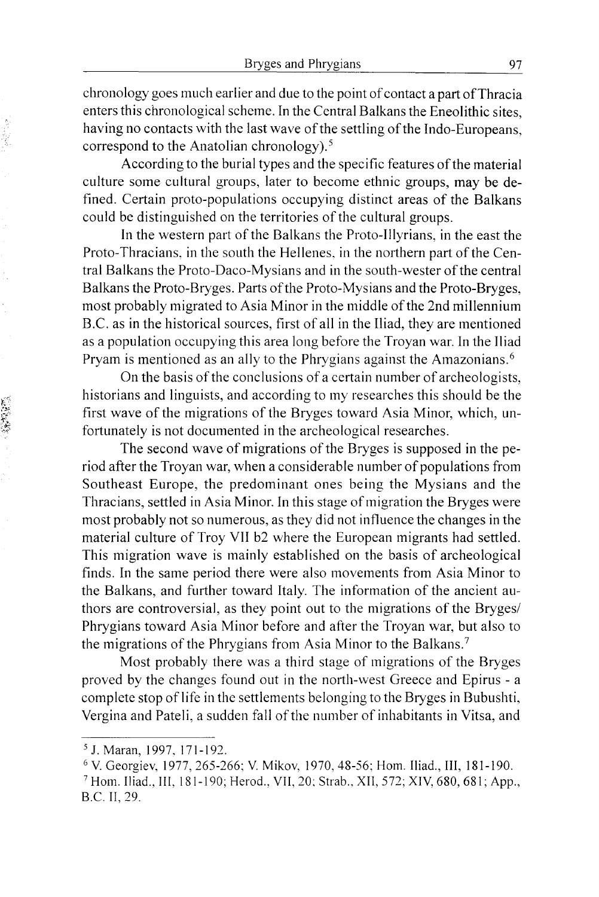chronology goes much earlier and due to the point of contact a part of Thracia enters this chronological scheme. In the Central Balkans the Eneolithic sites, having no contacts with the last wave of the settling of the Indo-Europeans, correspond to the Anatolian chronology).[5]

According to the burial types and the specific features of the material culture some cultural groups, later to become ethnic groups, may be defined. Certain proto-populations occupying distinct areas of the Balkans could be distinguished on the territories of the cultural groups.

In the western part of the Balkans the Proto-Illyrians, in the east the Proto-Thracians, in the south the Hellenes, in the northern part of the Central Balkans the Proto-Daco-Mysians and in the south-wester of the central Balkans the Proto-Bryges. Parts of the Proto-Mysians and the Proto-Bryges, most probably migrated to Asia Minor in the middle of the 2nd millennium B.C. as in the historical sources, first of all in the Iliad, they are mentioned as a population occupying this area long before the Troyan war. In the Iliad Pryam is mentioned as an ally to the Phrygians against the Amazonians.[6]

On the basis of the conclusions of a certain number of archeologists, historians and linguists, and according to my researches this should be the first wave of the migrations of the Bryges toward Asia Minor, which, unfortunately is not documented in the archeological researches.

The second wave of migrations of the Bryges is supposed in the period after the Troyan war, when a considerable number of populations from Southeast Europe, the predominant ones being the Mysians and the Thracians, settled in Asia Minor. In this stage of migration the Bryges were most probably not so numerous, as they did not influence the changes in the material culture of Troy VII b2 where the European migrants had settled. This migration wave is mainly established on the basis of archeological finds. In the same period there were also movements from Asia Minor to the Balkans, and further toward Italy. The information of the ancient authors are controversial, as they point out to the migrations of the Bryges/Phrygians toward Asia Minor before and after the Troyan war, but also to the migrations of the Phrygians from Asia Minor to the Balkans.[7]

Most probably there was a third stage of migrations of the Bryges proved by the changes found out in the north-west Greece and Epirus - a complete stop of life in the settlements belonging to the Bryges in Bubushti, Vergina and Pateli, a sudden fall of the number of inhabitants in Vitsa, and

---

[5] J. Maran, 1997, 171-192.

[6] V. Georgiev, 1977, 265-266; V. Mikov, 1970, 48-56; Hom. Iliad., III, 181-190.

[7] Hom. Iliad., III, 181-190; Herod., VII, 20; Strab., XII, 572; XIV, 680, 681; App., B.C. II, 29.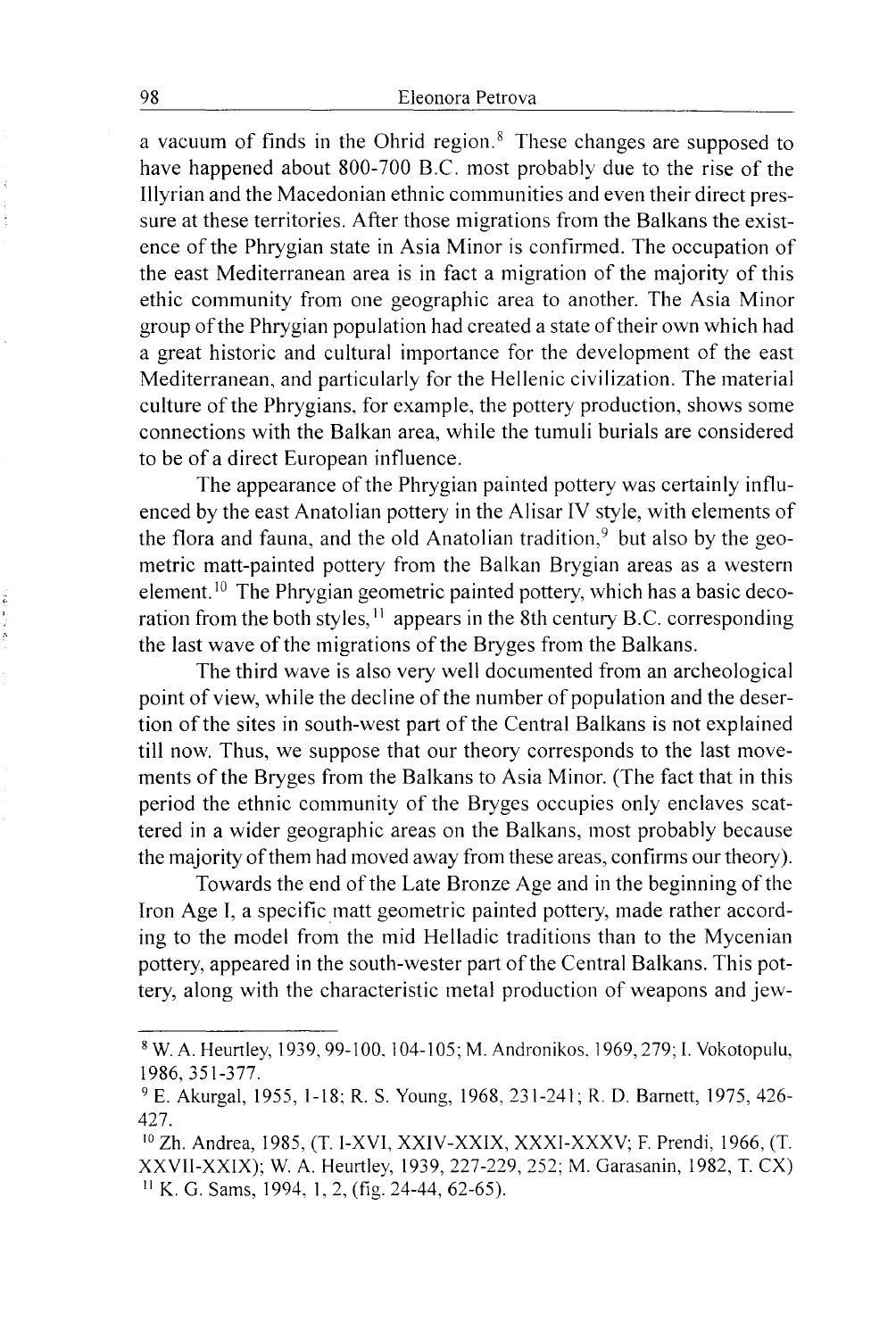a vacuum of finds in the Ohrid region.[8] These changes are supposed to have happened about 800-700 B.C. most probably due to the rise of the Illyrian and the Macedonian ethnic communities and even their direct pressure at these territories. After those migrations from the Balkans the existence of the Phrygian state in Asia Minor is confirmed. The occupation of the east Mediterranean area is in fact a migration of the majority of this ethic community from one geographic area to another. The Asia Minor group of the Phrygian population had created a state of their own which had a great historic and cultural importance for the development of the east Mediterranean, and particularly for the Hellenic civilization. The material culture of the Phrygians, for example, the pottery production, shows some connections with the Balkan area, while the tumuli burials are considered to be of a direct European influence.

The appearance of the Phrygian painted pottery was certainly influenced by the east Anatolian pottery in the Alisar IV style, with elements of the flora and fauna, and the old Anatolian tradition,[9] but also by the geometric matt-painted pottery from the Balkan Brygian areas as a western element.[10] The Phrygian geometric painted pottery, which has a basic decoration from the both styles,[11] appears in the 8th century B.C. corresponding the last wave of the migrations of the Bryges from the Balkans.

The third wave is also very well documented from an archeological point of view, while the decline of the number of population and the desertion of the sites in south-west part of the Central Balkans is not explained till now. Thus, we suppose that our theory corresponds to the last movements of the Bryges from the Balkans to Asia Minor. (The fact that in this period the ethnic community of the Bryges occupies only enclaves scattered in a wider geographic areas on the Balkans, most probably because the majority of them had moved away from these areas, confirms our theory).

Towards the end of the Late Bronze Age and in the beginning of the Iron Age I, a specific matt geometric painted pottery, made rather according to the model from the mid Helladic traditions than to the Mycenian pottery, appeared in the south-wester part of the Central Balkans. This pottery, along with the characteristic metal production of weapons and jew-

---

[8] W. A. Heurtley, 1939, 99-100, 104-105; M. Andronikos, 1969, 279; I. Vokotopulu, 1986, 351-377.

[9] E. Akurgal, 1955, 1-18; R. S. Young, 1968, 231-241; R. D. Barnett, 1975, 426-427.

[10] Zh. Andrea, 1985, (T. I-XVI, XXIV-XXIX, XXXI-XXXV; F. Prendi, 1966, (T. XXVII-XXIX); W. A. Heurtley, 1939, 227-229, 252; M. Garasanin, 1982, T. CX)

[11] K. G. Sams, 1994, 1, 2, (fig. 24-44, 62-65).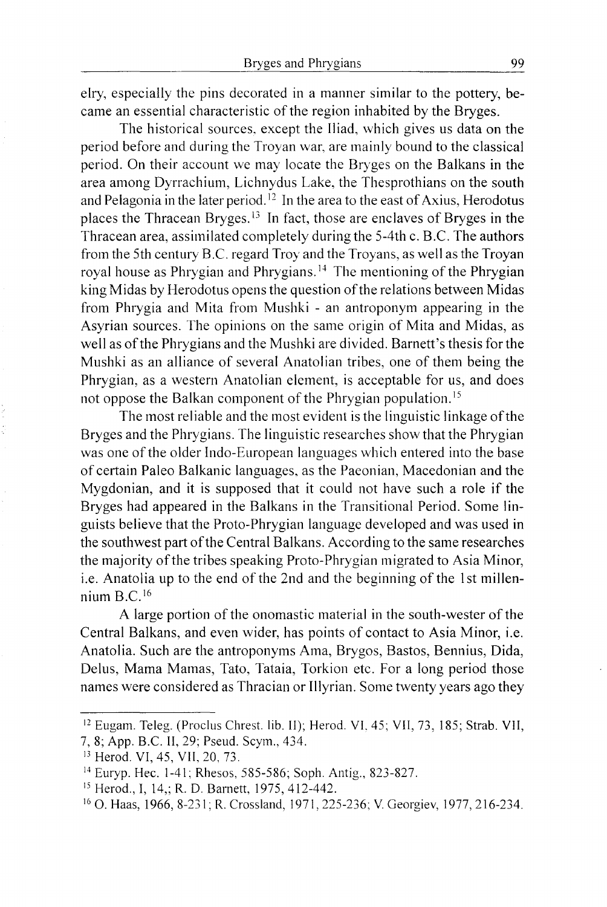elry, especially the pins decorated in a manner similar to the pottery, became an essential characteristic of the region inhabited by the Bryges.

The historical sources, except the Iliad, which gives us data on the period before and during the Troyan war, are mainly bound to the classical period. On their account we may locate the Bryges on the Balkans in the area among Dyrrachium, Lichnydus Lake, the Thesprothians on the south and Pelagonia in the later period.[12] In the area to the east of Axius, Herodotus places the Thracean Bryges.[13] In fact, those are enclaves of Bryges in the Thracean area, assimilated completely during the 5-4th c. B.C. The authors from the 5th century B.C. regard Troy and the Troyans, as well as the Troyan royal house as Phrygian and Phrygians.[14] The mentioning of the Phrygian king Midas by Herodotus opens the question of the relations between Midas from Phrygia and Mita from Mushki - an antroponym appearing in the Asyrian sources. The opinions on the same origin of Mita and Midas, as well as of the Phrygians and the Mushki are divided. Barnett's thesis for the Mushki as an alliance of several Anatolian tribes, one of them being the Phrygian, as a western Anatolian element, is acceptable for us, and does not oppose the Balkan component of the Phrygian population.[15]

The most reliable and the most evident is the linguistic linkage of the Bryges and the Phrygians. The linguistic researches show that the Phrygian was one of the older Indo-European languages which entered into the base of certain Paleo Balkanic languages, as the Paeonian, Macedonian and the Mygdonian, and it is supposed that it could not have such a role if the Bryges had appeared in the Balkans in the Transitional Period. Some linguists believe that the Proto-Phrygian language developed and was used in the southwest part of the Central Balkans. According to the same researches the majority of the tribes speaking Proto-Phrygian migrated to Asia Minor, i.e. Anatolia up to the end of the 2nd and the beginning of the 1st millennium B.C.[16]

A large portion of the onomastic material in the south-wester of the Central Balkans, and even wider, has points of contact to Asia Minor, i.e. Anatolia. Such are the antroponyms Ama, Brygos, Bastos, Bennius, Dida, Delus, Mama Mamas, Tato, Tataia, Torkion etc. For a long period those names were considered as Thracian or Illyrian. Some twenty years ago they

---

[12] Eugam. Teleg. (Proclus Chrest. lib. II); Herod. VI, 45; VII, 73, 185; Strab. VII, 7, 8; App. B.C. II, 29; Pseud. Scym., 434.

[13] Herod. VI, 45, VII, 20, 73.

[14] Euryp. Hec. 1-41; Rhesos, 585-586; Soph. Antig., 823-827.

[15] Herod., I, 14,; R. D. Barnett, 1975, 412-442.

[16] O. Haas, 1966, 8-231; R. Crossland, 1971, 225-236; V. Georgiev, 1977, 216-234.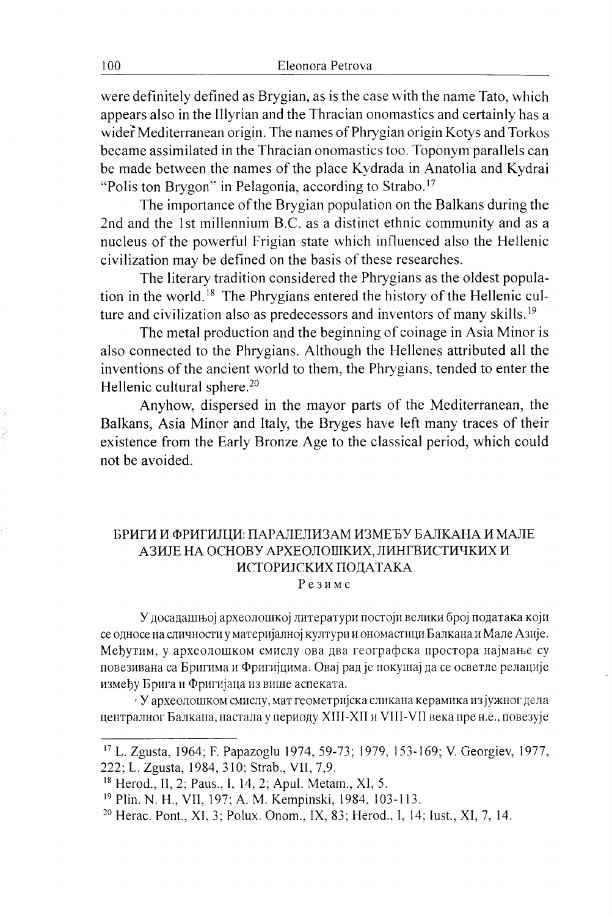were definitely defined as Brygian, as is the case with the name Tato, which appears also in the Illyrian and the Thracian onomastics and certainly has a wider Mediterranean origin. The names of Phrygian origin Kotys and Torkos became assimilated in the Thracian onomastics too. Toponym parallels can be made between the names of the place Kydrada in Anatolia and Kydrai "Polis ton Brygon" in Pelagonia, according to Strabo.[17]

The importance of the Brygian population on the Balkans during the 2nd and the 1st millennium B.C. as a distinct ethnic community and as a nucleus of the powerful Frigian state which influenced also the Hellenic civilization may be defined on the basis of these researches.

The literary tradition considered the Phrygians as the oldest population in the world.[18] The Phrygians entered the history of the Hellenic culture and civilization also as predecessors and inventors of many skills.[19]

The metal production and the beginning of coinage in Asia Minor is also connected to the Phrygians. Although the Hellenes attributed all the inventions of the ancient world to them, the Phrygians, tended to enter the Hellenic cultural sphere.[20]

Anyhow, dispersed in the mayor parts of the Mediterranean, the Balkans, Asia Minor and Italy, the Bryges have left many traces of their existence from the Early Bronze Age to the classical period, which could not be avoided.

## БРИГИ И ФРИГИЈЦИ: ПАРАЛЕЛИЗАМ ИЗМЕЂУ БАЛКАНА И МАЛЕ АЗИЈЕ НА ОСНОВУ АРХЕОЛОШКИХ, ЛИНГВИСТИЧКИХ И ИСТОРИЈСКИХ ПОДАТАКА

Резиме

У досадашњој археолошкој литератури постоји велики број података који се односе на сличности у материјалној култури и ономастици Балкана и Мале Азије. Међутим, у археолошком смислу ова два географска простора најмање су повезивана са Бригима и Фригијцима. Овај рад је покушај да се осветле релације између Брига и Фригијаца из више аспеката.

У археолошком смислу, мат геометријска сликана керамика из јужног дела централног Балкана, настала у периоду XIII-XII и VIII-VII века пре н.е., повезује

---

[17] L. Zgusta, 1964; F. Papazoglu 1974, 59-73; 1979, 153-169; V. Georgiev, 1977, 222; L. Zgusta, 1984, 310; Strab., VII, 7,9.

[18] Herod., II, 2; Paus., I, 14, 2; Apul. Metam., XI, 5.

[19] Plin. N. H., VII, 197; A. M. Kempinski, 1984, 103-113.

[20] Herac. Pont., XI, 3; Polux. Onom., IX, 83; Herod., I, 14; Iust., XI, 7, 14.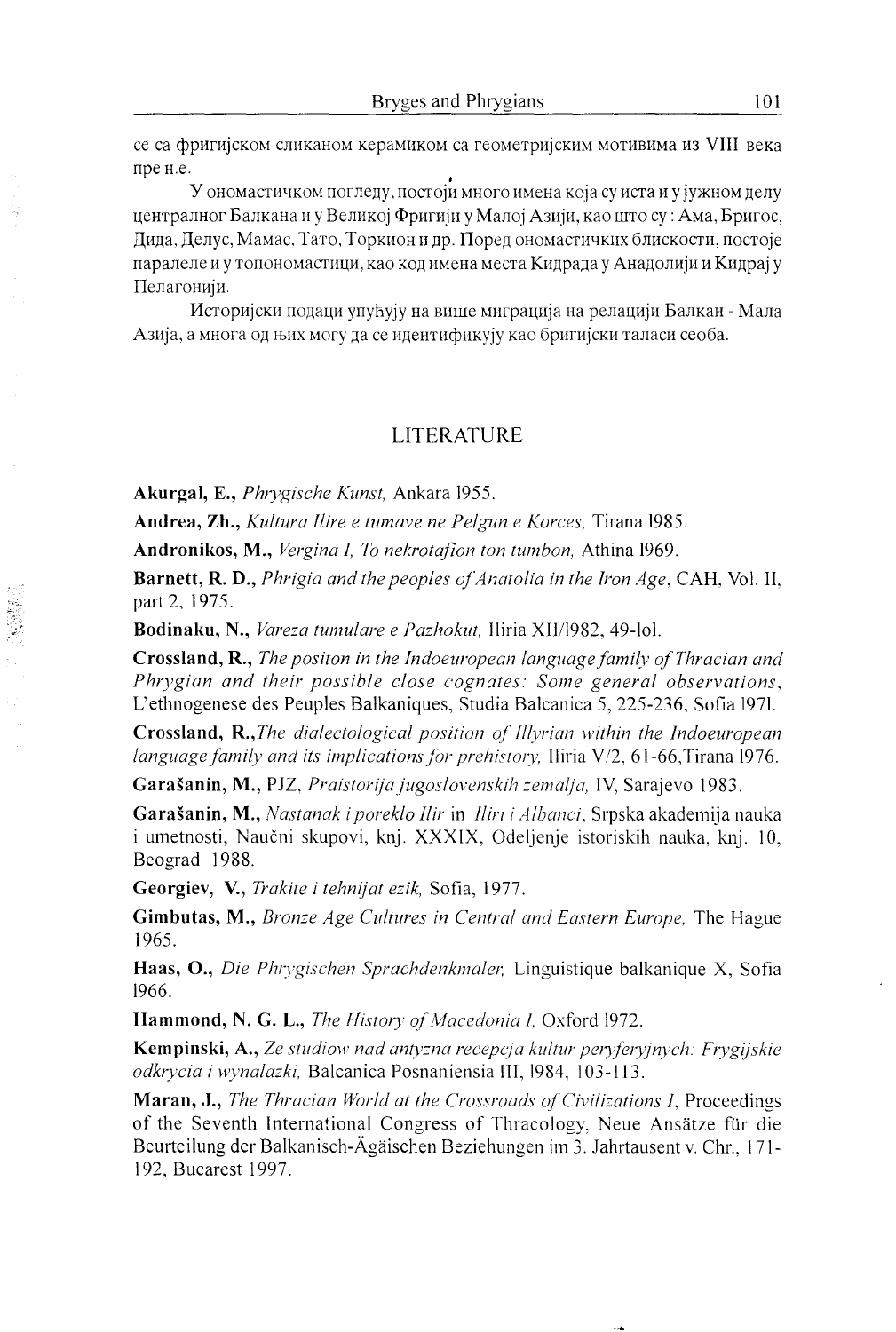се са фригијском сликаном керамиком са геометријским мотивима из VIII века пре н.е.

У ономастичком погледу, постоји много имена која су иста и у јужном делу централног Балкана и у Великој Фригији у Малој Азији, као што су : Ама, Бригос, Дида, Делус, Мамас, Тато, Торкион и др. Поред ономастичких блискости, постоје паралеле и у топономастици, као код имена места Кидрада у Анадолији и Кидрај у Пелагонији.

Историјски подаци упућују на више миграција на релацији Балкан - Мала Азија, а многа од њих могу да се идентификују као бригијски таласи сеоба.

## LITERATURE

**Akurgal, E.,** *Phrygische Kunst,* Ankara 1955.

**Andrea, Zh.,** *Kultura Ilire e tumave ne Pelgun e Korces,* Tirana 1985.

**Andronikos, M.,** *Vergina I, To nekrotafion ton tumbon,* Athina 1969.

**Barnett, R. D.,** *Phrigia and the peoples of Anatolia in the Iron Age*, CAH, Vol. II, part 2, 1975.

**Bodinaku, N.,** *Vareza tumulare e Pazhokut,* Iliria XII/1982, 49-lol.

**Crossland, R.,** *The positon in the Indoeuropean language family of Thracian and Phrygian and their possible close cognates: Some general observations*, L'ethnogenese des Peuples Balkaniques, Studia Balcanica 5, 225-236, Sofia 1971.

**Crossland, R.,** *The dialectological position of Illyrian within the Indoeuropean language family and its implications for prehistory,* Iliria V/2, 61-66,Tirana 1976.

**Garašanin, M.,** PJZ, *Praistorija jugoslovenskih zemalja,* IV, Sarajevo 1983.

**Garašanin, M.,** *Nastanak i poreklo Ilir* in *Iliri i Albanci*, Srpska akademija nauka i umetnosti, Naučni skupovi, knj. XXXIX, Odeljenje istoriskih nauka, knj. 10, Beograd 1988.

**Georgiev, V.,** *Trakite i tehnijat ezik,* Sofia, 1977.

**Gimbutas, M.,** *Bronze Age Cultures in Central and Eastern Europe,* The Hague 1965.

**Haas, O.,** *Die Phrygischen Sprachdenkmaler,* Linguistique balkanique X, Sofia 1966.

**Hammond, N. G. L.,** *The History of Macedonia I,* Oxford 1972.

**Kempinski, A.,** *Ze studiow nad antyzna recepcja kultur peryferyjnych: Frygijskie odkrycia i wynalazki,* Balcanica Posnaniensia III, 1984, 103-113.

**Maran, J.,** *The Thracian World at the Crossroads of Civilizations I*, Proceedings of the Seventh International Congress of Thracology, Neue Ansätze für die Beurteilung der Balkanisch-Ägäischen Beziehungen im 3. Jahrtausent v. Chr., 171-192, Bucarest 1997.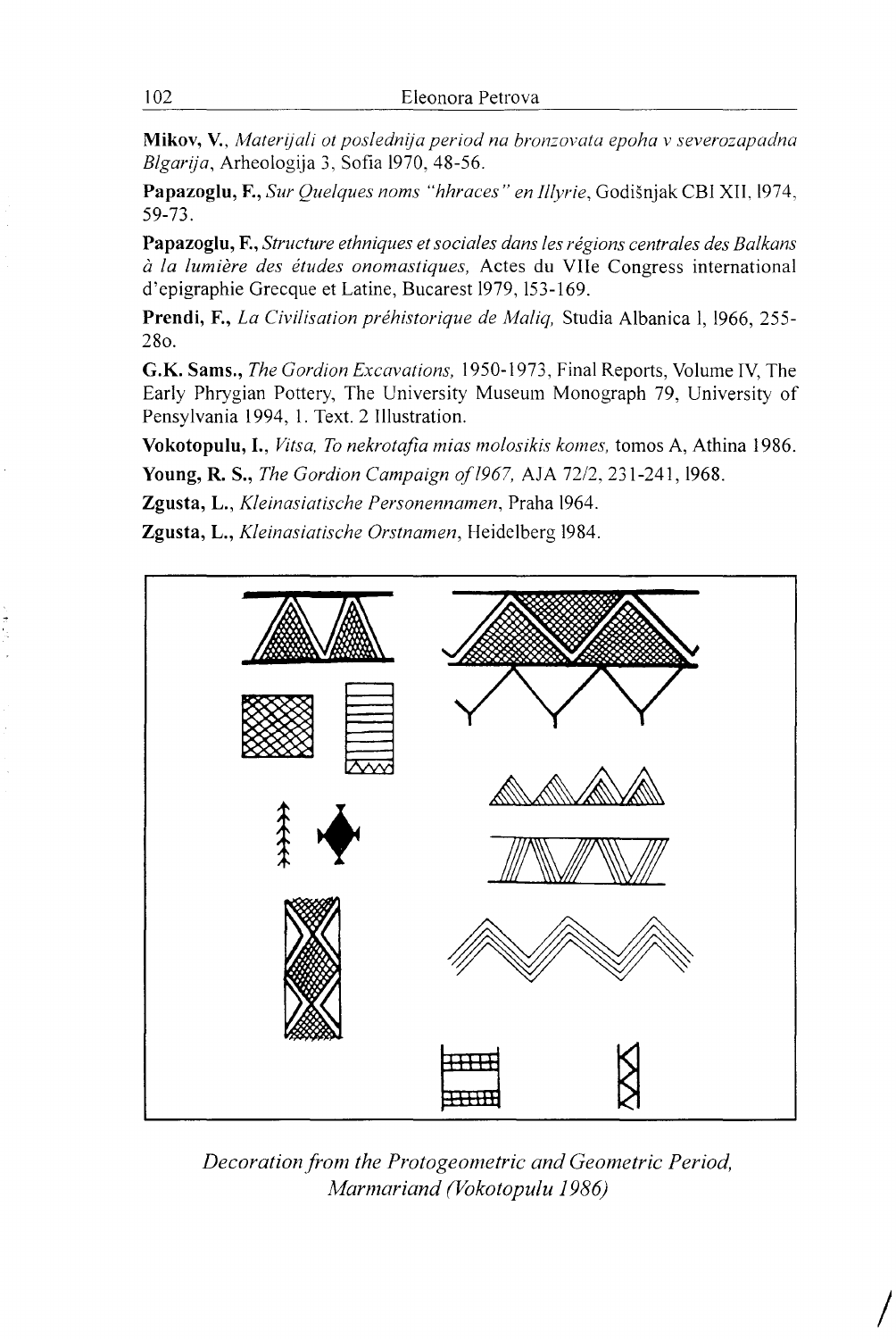**Mikov, V.**, *Materijali ot poslednija period na bronzovata epoha v severozapadna Blgarija*, Arheologija 3, Sofia 1970, 48-56.

**Papazoglu, F.**, *Sur Quelques noms "hhraces" en Illyrie*, Godišnjak CBI XII, 1974, 59-73.

**Papazoglu, F.**, *Structure ethniques et sociales dans les régions centrales des Balkans à la lumière des études onomastiques*, Actes du VIIe Congress international d'epigraphie Grecque et Latine, Bucarest 1979, 153-169.

**Prendi, F.**, *La Civilisation préhistorique de Maliq*, Studia Albanica 1, 1966, 255-28o.

**G.K. Sams.**, *The Gordion Excavations*, 1950-1973, Final Reports, Volume IV, The Early Phrygian Pottery, The University Museum Monograph 79, University of Pensylvania 1994, 1. Text. 2 Illustration.

**Vokotopulu, I.**, *Vitsa, To nekrotafia mias molosikis komes*, tomos A, Athina 1986.

**Young, R. S.**, *The Gordion Campaign of 1967*, AJA 72/2, 231-241, 1968.

**Zgusta, L.**, *Kleinasiatische Personennamen*, Praha 1964.

**Zgusta, L.**, *Kleinasiatische Orstnamen*, Heidelberg 1984.

*Decoration from the Protogeometric and Geometric Period, Marmariand (Vokotopulu 1986)*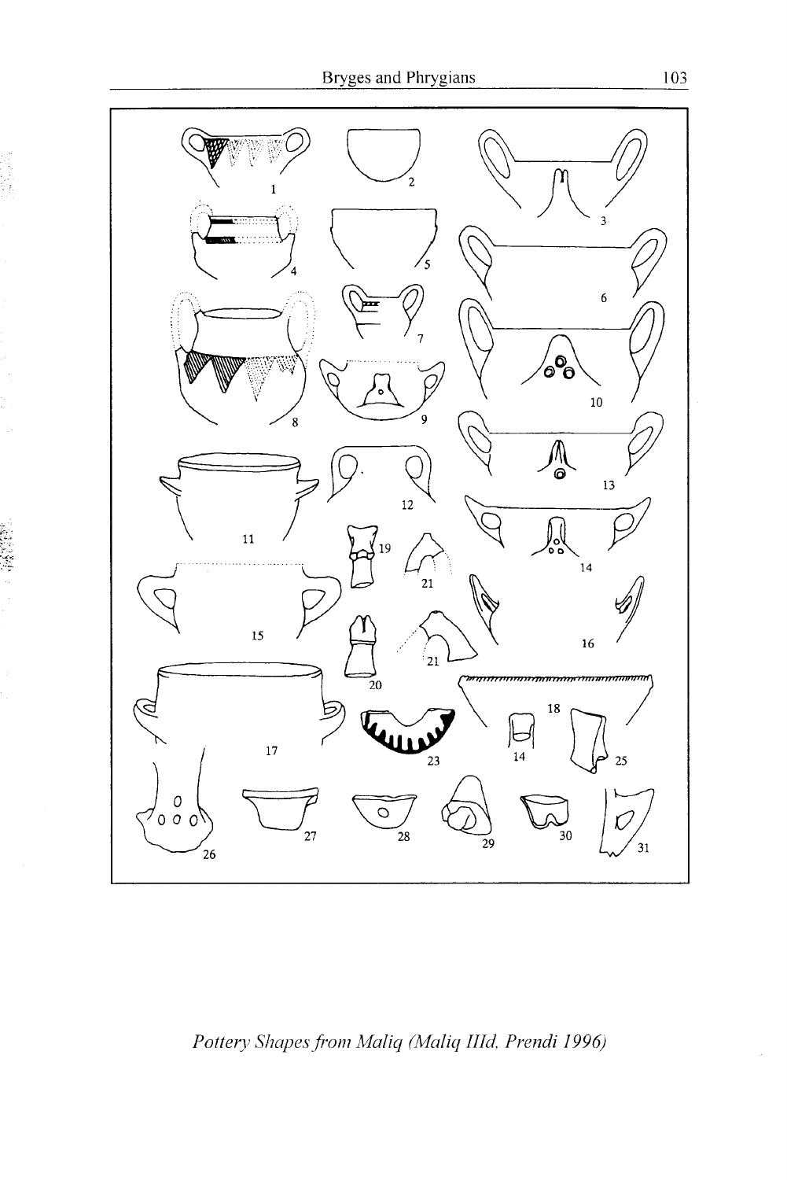1

2

3

4

5

6

7

8

9

10

11

12

13

14

15

16

17

18

19

20

21

21

23

14

25

26

27

28

29

30

31

*Pottery Shapes from Maliq (Maliq IIId, Prendi 1996)*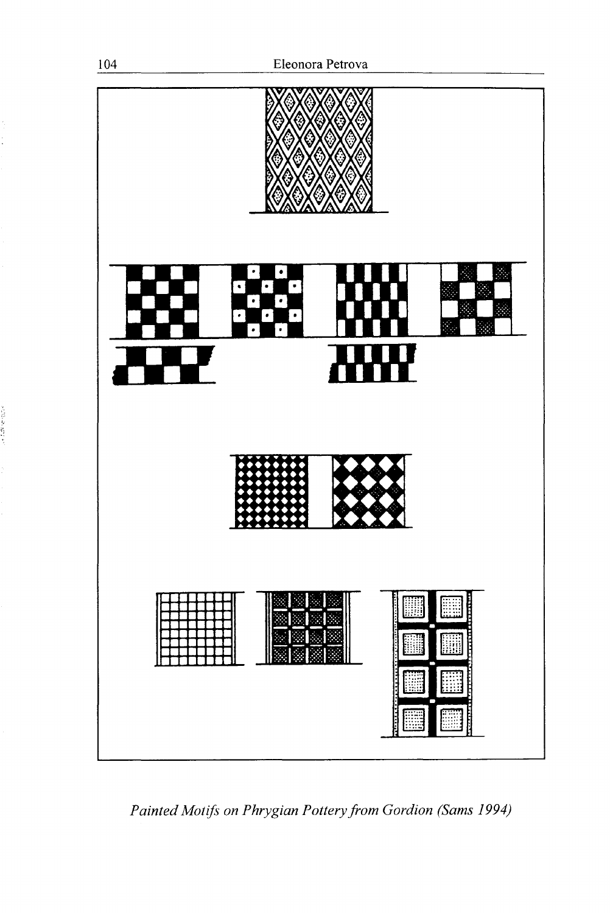*Painted Motifs on Phrygian Pottery from Gordion (Sams 1994)*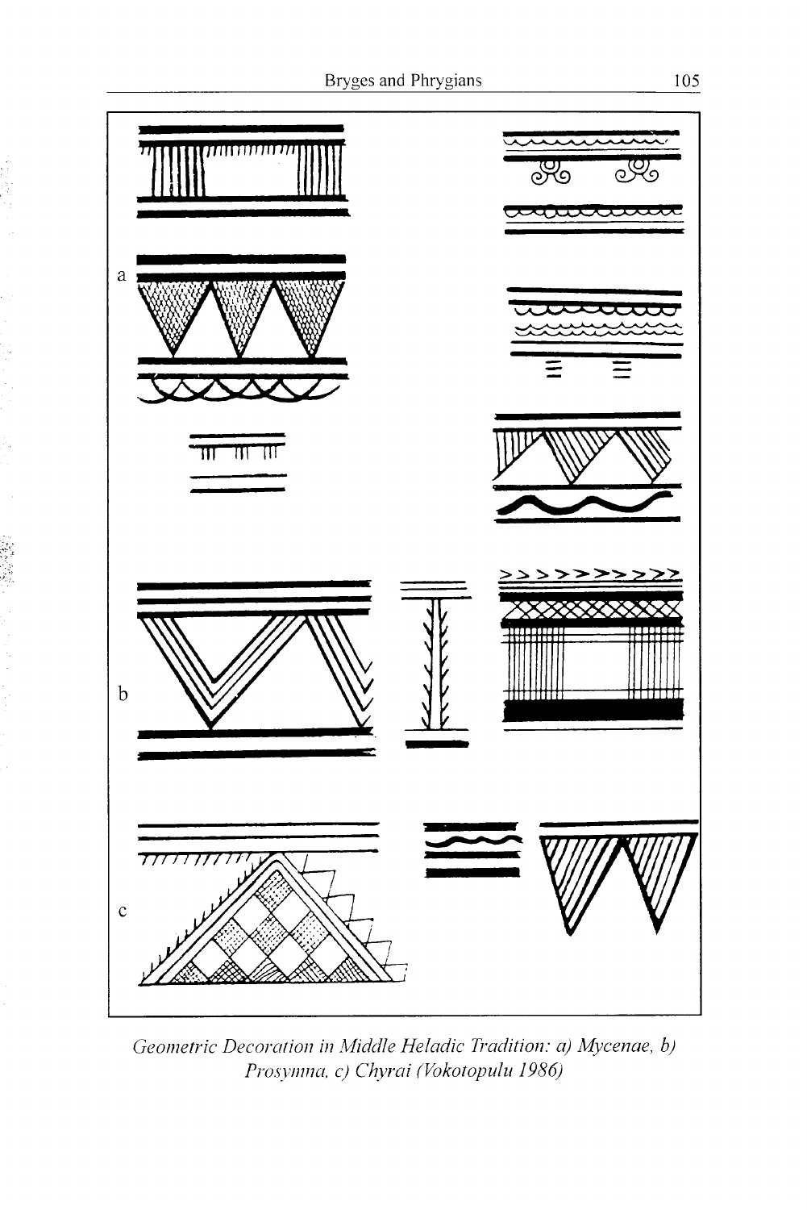a

b

c

*Geometric Decoration in Middle Heladic Tradition: a) Mycenae, b) Prosymna, c) Chyrai (Vokotopulu 1986)*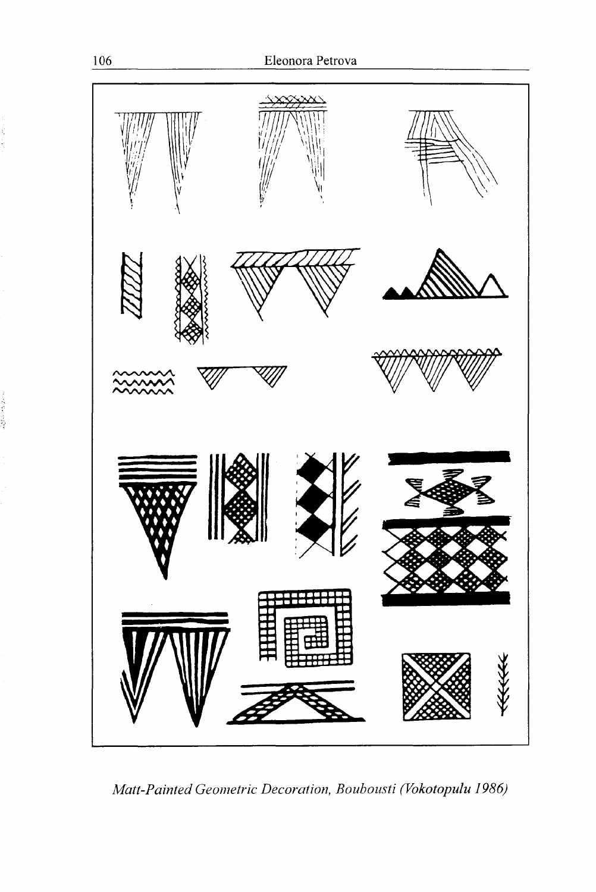*Matt-Painted Geometric Decoration, Boubousti (Vokotopulu 1986)*